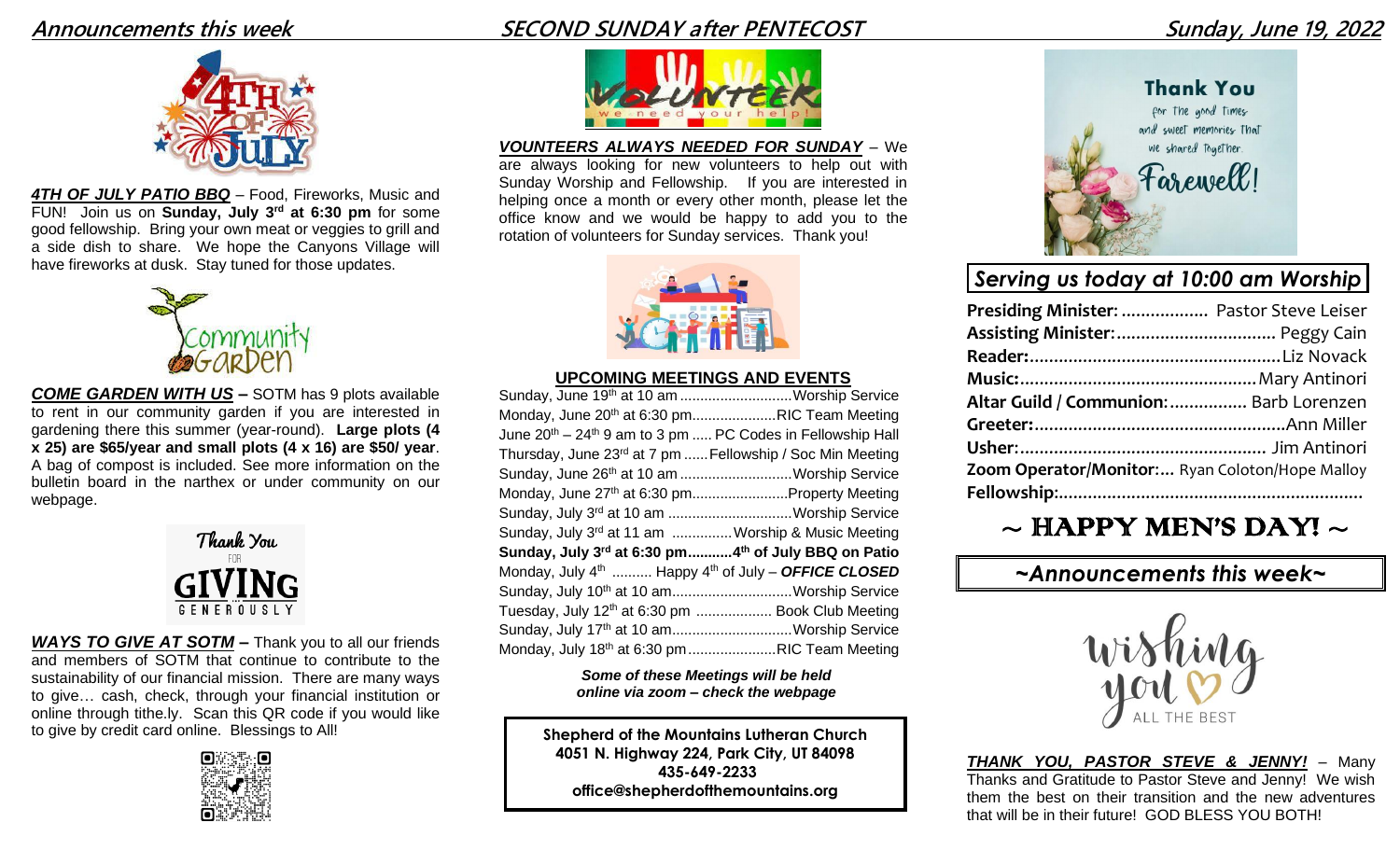## Announcements this week

## SECOND SUNDAY after PENTECOST

## Sunday, June 19, 2022

***4TH OF JULY PATIO BBQ*** – Food, Fireworks, Music and FUN! Join us on **Sunday, July 3rd at 6:30 pm** for some good fellowship. Bring your own meat or veggies to grill and a side dish to share. We hope the Canyons Village will have fireworks at dusk. Stay tuned for those updates.

***COME GARDEN WITH US*** **–** SOTM has 9 plots available to rent in our community garden if you are interested in gardening there this summer (year-round). **Large plots (4 x 25) are $65/year and small plots (4 x 16) are $50/ year**. A bag of compost is included. See more information on the bulletin board in the narthex or under community on our webpage.

***WAYS TO GIVE AT SOTM*** **–** Thank you to all our friends and members of SOTM that continue to contribute to the sustainability of our financial mission. There are many ways to give… cash, check, through your financial institution or online through tithe.ly. Scan this QR code if you would like to give by credit card online. Blessings to All!

***VOUNTEERS ALWAYS NEEDED FOR SUNDAY*** – We are always looking for new volunteers to help out with Sunday Worship and Fellowship. If you are interested in helping once a month or every other month, please let the office know and we would be happy to add you to the rotation of volunteers for Sunday services. Thank you!

### UPCOMING MEETINGS AND EVENTS

Sunday, June 19th at 10 am ............................Worship Service
Monday, June 20th at 6:30 pm.....................RIC Team Meeting
June 20th – 24th 9 am to 3 pm ..... PC Codes in Fellowship Hall
Thursday, June 23rd at 7 pm ......Fellowship / Soc Min Meeting
Sunday, June 26th at 10 am ............................Worship Service
Monday, June 27th at 6:30 pm........................Property Meeting
Sunday, July 3rd at 10 am ..............................Worship Service
Sunday, July 3rd at 11 am ...............Worship & Music Meeting
**Sunday, July 3rd at 6:30 pm...........4th of July BBQ on Patio**
Monday, July 4th .......... Happy 4th of July – ***OFFICE CLOSED***
Sunday, July 10th at 10 am.............................Worship Service
Tuesday, July 12th at 6:30 pm ................... Book Club Meeting
Sunday, July 17th at 10 am.............................Worship Service
Monday, July 18th at 6:30 pm......................RIC Team Meeting

***Some of these Meetings will be held online via zoom – check the webpage***

**Shepherd of the Mountains Lutheran Church**
**4051 N. Highway 224, Park City, UT 84098**
**435-649-2233**
**office@shepherdofthemountains.org**

### Serving us today at 10:00 am Worship

**Presiding Minister:** .................. Pastor Steve Leiser
**Assisting Minister:**................................. Peggy Cain
**Reader:**....................................................Liz Novack
**Music:**.................................................Mary Antinori
**Altar Guild / Communion:**................ Barb Lorenzen
**Greeter:**....................................................Ann Miller
**Usher:**................................................... Jim Antinori
**Zoom Operator/Monitor:...** Ryan Coloton/Hope Malloy
**Fellowship:**...............................................................

## ~ HAPPY MEN'S DAY! ~

### ~Announcements this week~

***THANK YOU, PASTOR STEVE & JENNY!*** – Many Thanks and Gratitude to Pastor Steve and Jenny! We wish them the best on their transition and the new adventures that will be in their future! GOD BLESS YOU BOTH!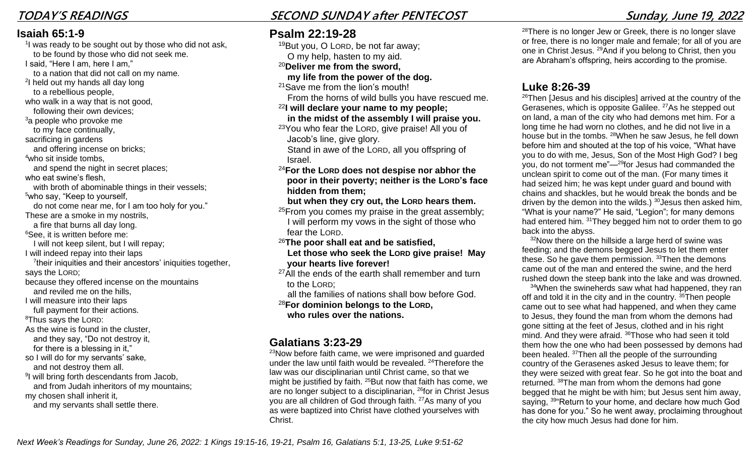## TODAY'S READINGS — SECOND SUNDAY after PENTECOST — Sunday, June 19, 2022

### Isaiah 65:1-9

[1]I was ready to be sought out by those who did not ask,
to be found by those who did not seek me.
I said, "Here I am, here I am,"
to a nation that did not call on my name.
[2]I held out my hands all day long
to a rebellious people,
who walk in a way that is not good,
following their own devices;
[3]a people who provoke me
to my face continually,
sacrificing in gardens
and offering incense on bricks;
[4]who sit inside tombs,
and spend the night in secret places;
who eat swine's flesh,
with broth of abominable things in their vessels;
[5]who say, "Keep to yourself,
do not come near me, for I am too holy for you."
These are a smoke in my nostrils,
a fire that burns all day long.
[6]See, it is written before me:
I will not keep silent, but I will repay;
I will indeed repay into their laps
[7]their iniquities and their ancestors' iniquities together,
says the LORD;
because they offered incense on the mountains
and reviled me on the hills,
I will measure into their laps
full payment for their actions.
[8]Thus says the LORD:
As the wine is found in the cluster,
and they say, "Do not destroy it,
for there is a blessing in it,"
so I will do for my servants' sake,
and not destroy them all.
[9]I will bring forth descendants from Jacob,
and from Judah inheritors of my mountains;
my chosen shall inherit it,
and my servants shall settle there.

### Psalm 22:19-28

[19]But you, O LORD, be not far away;
O my help, hasten to my aid.
**[20]Deliver me from the sword,**
**my life from the power of the dog.**
[21]Save me from the lion's mouth!
From the horns of wild bulls you have rescued me.
**[22]I will declare your name to my people;**
**in the midst of the assembly I will praise you.**
[23]You who fear the LORD, give praise! All you of Jacob's line, give glory.
Stand in awe of the LORD, all you offspring of Israel.
**[24]For the LORD does not despise nor abhor the poor in their poverty; neither is the LORD's face hidden from them;**
**but when they cry out, the LORD hears them.**
[25]From you comes my praise in the great assembly;
I will perform my vows in the sight of those who fear the LORD.
**[26]The poor shall eat and be satisfied,**
**Let those who seek the LORD give praise! May your hearts live forever!**
[27]All the ends of the earth shall remember and turn to the LORD;
all the families of nations shall bow before God.
**[28]For dominion belongs to the LORD,**
**who rules over the nations.**

### Galatians 3:23-29

[23]Now before faith came, we were imprisoned and guarded under the law until faith would be revealed. [24]Therefore the law was our disciplinarian until Christ came, so that we might be justified by faith. [25]But now that faith has come, we are no longer subject to a disciplinarian, [26]for in Christ Jesus you are all children of God through faith. [27]As many of you as were baptized into Christ have clothed yourselves with Christ. [28]There is no longer Jew or Greek, there is no longer slave or free, there is no longer male and female; for all of you are one in Christ Jesus. [29]And if you belong to Christ, then you are Abraham's offspring, heirs according to the promise.

### Luke 8:26-39

[26]Then [Jesus and his disciples] arrived at the country of the Gerasenes, which is opposite Galilee. [27]As he stepped out on land, a man of the city who had demons met him. For a long time he had worn no clothes, and he did not live in a house but in the tombs. [28]When he saw Jesus, he fell down before him and shouted at the top of his voice, "What have you to do with me, Jesus, Son of the Most High God? I beg you, do not torment me"—[29]for Jesus had commanded the unclean spirit to come out of the man. (For many times it had seized him; he was kept under guard and bound with chains and shackles, but he would break the bonds and be driven by the demon into the wilds.) [30]Jesus then asked him, "What is your name?" He said, "Legion"; for many demons had entered him. [31]They begged him not to order them to go back into the abyss.

[32]Now there on the hillside a large herd of swine was feeding; and the demons begged Jesus to let them enter these. So he gave them permission. [33]Then the demons came out of the man and entered the swine, and the herd rushed down the steep bank into the lake and was drowned.

[34]When the swineherds saw what had happened, they ran off and told it in the city and in the country. [35]Then people came out to see what had happened, and when they came to Jesus, they found the man from whom the demons had gone sitting at the feet of Jesus, clothed and in his right mind. And they were afraid. [36]Those who had seen it told them how the one who had been possessed by demons had been healed. [37]Then all the people of the surrounding country of the Gerasenes asked Jesus to leave them; for they were seized with great fear. So he got into the boat and returned. [38]The man from whom the demons had gone begged that he might be with him; but Jesus sent him away, saying, [39]"Return to your home, and declare how much God has done for you." So he went away, proclaiming throughout the city how much Jesus had done for him.

*Next Week's Readings for Sunday, June 26, 2022: 1 Kings 19:15-16, 19-21, Psalm 16, Galatians 5:1, 13-25, Luke 9:51-62*